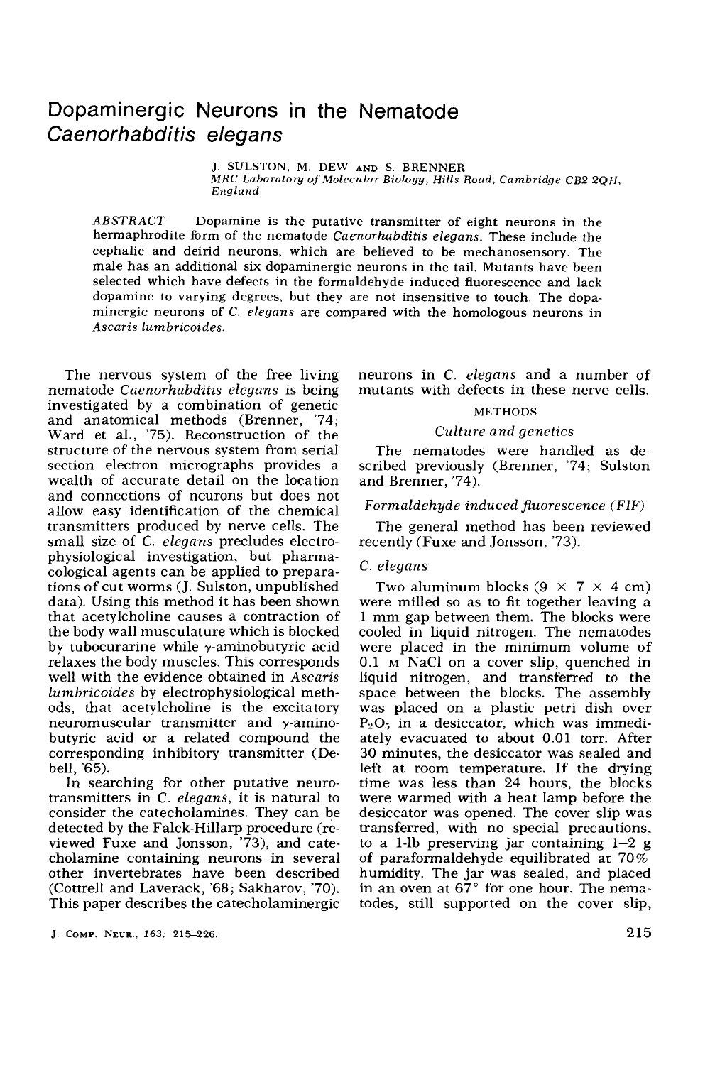# Dopaminergic Neurons in the Nematode *Caenorhabditis elegans*

J. SULSTON, M. DEW AND S. BRENNER
*MRC Laboratory of Molecular Biology, Hills Road, Cambridge CB2 2QH, England*

*ABSTRACT* Dopamine is the putative transmitter of eight neurons in the hermaphrodite form of the nematode *Caenorhabditis elegans*. These include the cephalic and deirid neurons, which are believed to be mechanosensory. The male has an additional six dopaminergic neurons in the tail. Mutants have been selected which have defects in the formaldehyde induced fluorescence and lack dopamine to varying degrees, but they are not insensitive to touch. The dopaminergic neurons of *C. elegans* are compared with the homologous neurons in *Ascaris lumbricoides*.

The nervous system of the free living nematode *Caenorhabditis elegans* is being investigated by a combination of genetic and anatomical methods (Brenner, '74; Ward et al., '75). Reconstruction of the structure of the nervous system from serial section electron micrographs provides a wealth of accurate detail on the location and connections of neurons but does not allow easy identification of the chemical transmitters produced by nerve cells. The small size of *C. elegans* precludes electrophysiological investigation, but pharmacological agents can be applied to preparations of cut worms (J. Sulston, unpublished data). Using this method it has been shown that acetylcholine causes a contraction of the body wall musculature which is blocked by tubocurarine while $\gamma$-aminobutyric acid relaxes the body muscles. This corresponds well with the evidence obtained in *Ascaris lumbricoides* by electrophysiological methods, that acetylcholine is the excitatory neuromuscular transmitter and $\gamma$-aminobutyric acid or a related compound the corresponding inhibitory transmitter (Debell, '65).

In searching for other putative neurotransmitters in *C. elegans*, it is natural to consider the catecholamines. They can be detected by the Falck-Hillarp procedure (reviewed Fuxe and Jonsson, '73), and catecholamine containing neurons in several other invertebrates have been described (Cottrell and Laverack, '68; Sakharov, '70). This paper describes the catecholaminergic neurons in *C. elegans* and a number of mutants with defects in these nerve cells.

## METHODS

### *Culture and genetics*

The nematodes were handled as described previously (Brenner, '74; Sulston and Brenner, '74).

### *Formaldehyde induced fluorescence (FIF)*

The general method has been reviewed recently (Fuxe and Jonsson, '73).

### *C. elegans*

Two aluminum blocks ($9 \times 7 \times 4$ cm) were milled so as to fit together leaving a 1 mm gap between them. The blocks were cooled in liquid nitrogen. The nematodes were placed in the minimum volume of 0.1 M NaCl on a cover slip, quenched in liquid nitrogen, and transferred to the space between the blocks. The assembly was placed on a plastic petri dish over $P_2O_5$ in a desiccator, which was immediately evacuated to about 0.01 torr. After 30 minutes, the desiccator was sealed and left at room temperature. If the drying time was less than 24 hours, the blocks were warmed with a heat lamp before the desiccator was opened. The cover slip was transferred, with no special precautions, to a 1-lb preserving jar containing 1–2 g of paraformaldehyde equilibrated at 70% humidity. The jar was sealed, and placed in an oven at 67° for one hour. The nematodes, still supported on the cover slip,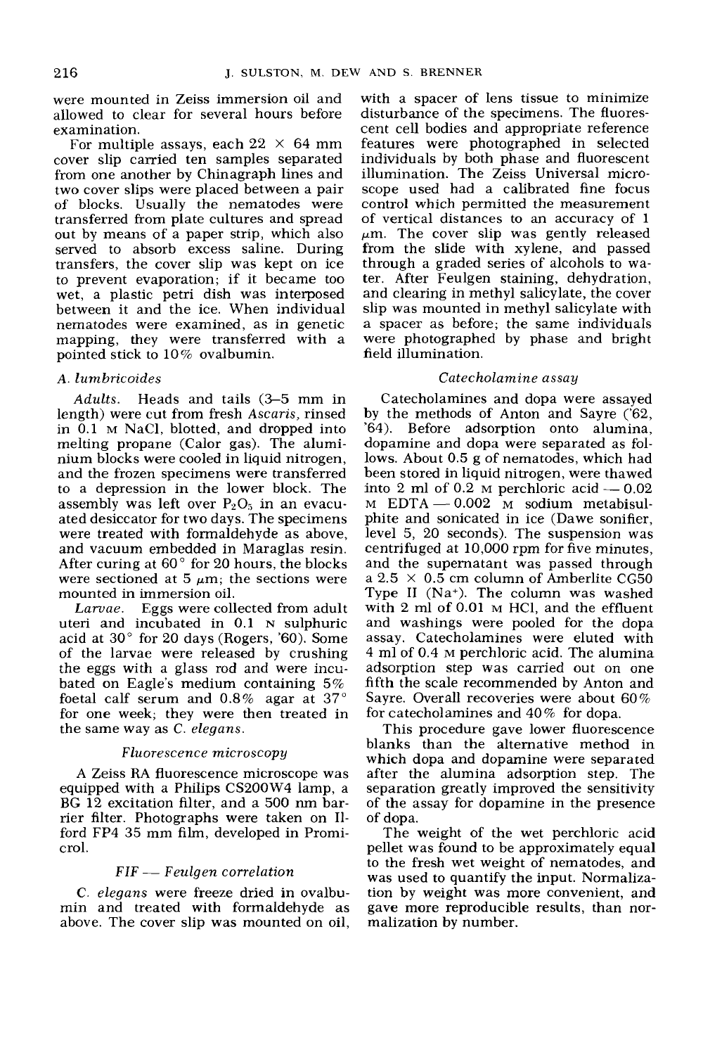were mounted in Zeiss immersion oil and allowed to clear for several hours before examination.

For multiple assays, each $22 \times 64$ mm cover slip carried ten samples separated from one another by Chinagraph lines and two cover slips were placed between a pair of blocks. Usually the nematodes were transferred from plate cultures and spread out by means of a paper strip, which also served to absorb excess saline. During transfers, the cover slip was kept on ice to prevent evaporation; if it became too wet, a plastic petri dish was interposed between it and the ice. When individual nematodes were examined, as in genetic mapping, they were transferred with a pointed stick to 10% ovalbumin.

### *A. lumbricoides*

*Adults.* Heads and tails (3–5 mm in length) were cut from fresh *Ascaris*, rinsed in 0.1 M NaCl, blotted, and dropped into melting propane (Calor gas). The aluminium blocks were cooled in liquid nitrogen, and the frozen specimens were transferred to a depression in the lower block. The assembly was left over $P_2O_5$ in an evacuated desiccator for two days. The specimens were treated with formaldehyde as above, and vacuum embedded in Maraglas resin. After curing at 60° for 20 hours, the blocks were sectioned at 5 μm; the sections were mounted in immersion oil.

*Larvae.* Eggs were collected from adult uteri and incubated in 0.1 N sulphuric acid at 30° for 20 days (Rogers, '60). Some of the larvae were released by crushing the eggs with a glass rod and were incubated on Eagle's medium containing 5% foetal calf serum and 0.8% agar at 37° for one week; they were then treated in the same way as *C. elegans*.

### *Fluorescence microscopy*

A Zeiss RA fluorescence microscope was equipped with a Philips CS200W4 lamp, a BG 12 excitation filter, and a 500 nm barrier filter. Photographs were taken on Ilford FP4 35 mm film, developed in Promicrol.

### *FIF — Feulgen correlation*

*C. elegans* were freeze dried in ovalbumin and treated with formaldehyde as above. The cover slip was mounted on oil, with a spacer of lens tissue to minimize disturbance of the specimens. The fluorescent cell bodies and appropriate reference features were photographed in selected individuals by both phase and fluorescent illumination. The Zeiss Universal microscope used had a calibrated fine focus control which permitted the measurement of vertical distances to an accuracy of 1 μm. The cover slip was gently released from the slide with xylene, and passed through a graded series of alcohols to water. After Feulgen staining, dehydration, and clearing in methyl salicylate, the cover slip was mounted in methyl salicylate with a spacer as before; the same individuals were photographed by phase and bright field illumination.

### *Catecholamine assay*

Catecholamines and dopa were assayed by the methods of Anton and Sayre ('62, '64). Before adsorption onto alumina, dopamine and dopa were separated as follows. About 0.5 g of nematodes, which had been stored in liquid nitrogen, were thawed into 2 ml of 0.2 M perchloric acid — 0.02 M EDTA — 0.002 M sodium metabisulphite and sonicated in ice (Dawe sonifier, level 5, 20 seconds). The suspension was centrifuged at 10,000 rpm for five minutes, and the supernatant was passed through a $2.5 \times 0.5$ cm column of Amberlite CG50 Type II ($Na^+$). The column was washed with 2 ml of 0.01 M HCl, and the effluent and washings were pooled for the dopa assay. Catecholamines were eluted with 4 ml of 0.4 M perchloric acid. The alumina adsorption step was carried out on one fifth the scale recommended by Anton and Sayre. Overall recoveries were about 60% for catecholamines and 40% for dopa.

This procedure gave lower fluorescence blanks than the alternative method in which dopa and dopamine were separated after the alumina adsorption step. The separation greatly improved the sensitivity of the assay for dopamine in the presence of dopa.

The weight of the wet perchloric acid pellet was found to be approximately equal to the fresh wet weight of nematodes, and was used to quantify the input. Normalization by weight was more convenient, and gave more reproducible results, than normalization by number.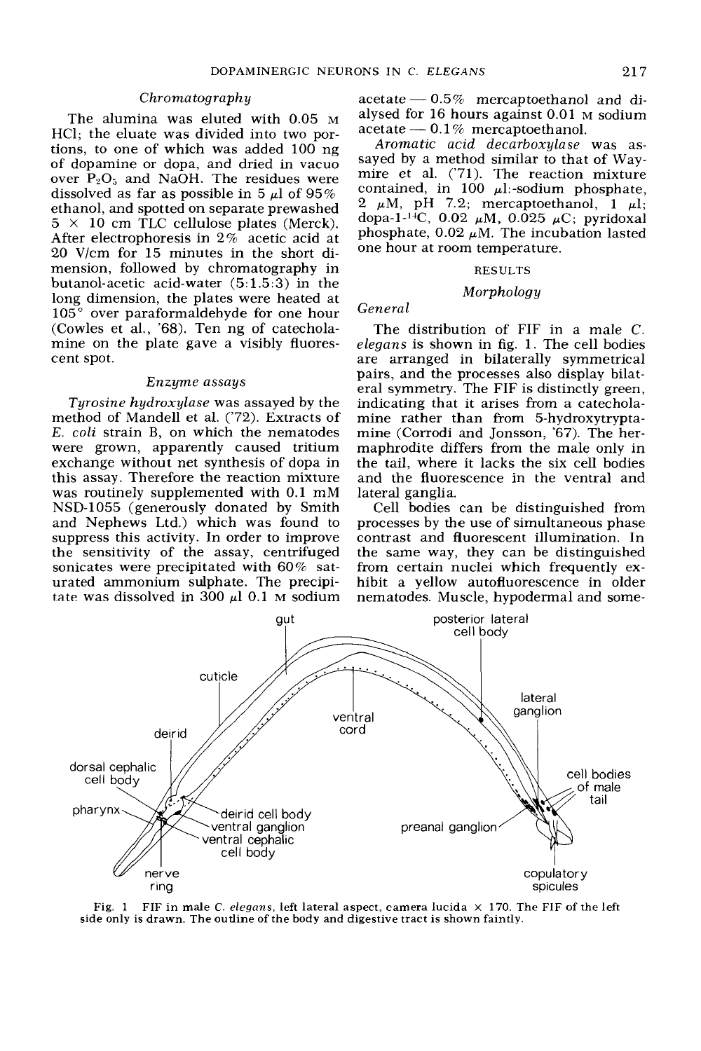### Chromatography

The alumina was eluted with 0.05 M HCl; the eluate was divided into two portions, to one of which was added 100 ng of dopamine or dopa, and dried in vacuo over $P_2O_5$ and NaOH. The residues were dissolved as far as possible in 5 $\mu$l of 95% ethanol, and spotted on separate prewashed 5 × 10 cm TLC cellulose plates (Merck). After electrophoresis in 2% acetic acid at 20 V/cm for 15 minutes in the short dimension, followed by chromatography in butanol-acetic acid-water (5:1.5:3) in the long dimension, the plates were heated at 105° over paraformaldehyde for one hour (Cowles et al., '68). Ten ng of catecholamine on the plate gave a visibly fluorescent spot.

### Enzyme assays

*Tyrosine hydroxylase* was assayed by the method of Mandell et al. ('72). Extracts of *E. coli* strain B, on which the nematodes were grown, apparently caused tritium exchange without net synthesis of dopa in this assay. Therefore the reaction mixture was routinely supplemented with 0.1 mM NSD-1055 (generously donated by Smith and Nephews Ltd.) which was found to suppress this activity. In order to improve the sensitivity of the assay, centrifuged sonicates were precipitated with 60% saturated ammonium sulphate. The precipitate was dissolved in 300 $\mu$l 0.1 M sodium acetate — 0.5% mercaptoethanol and dialysed for 16 hours against 0.01 M sodium acetate — 0.1% mercaptoethanol.

*Aromatic acid decarboxylase* was assayed by a method similar to that of Waymire et al. ('71). The reaction mixture contained, in 100 $\mu$l:-sodium phosphate, 2 $\mu$M, pH 7.2; mercaptoethanol, 1 $\mu$l; dopa-1-$^{14}$C, 0.02 $\mu$M, 0.025 $\mu$C; pyridoxal phosphate, 0.02 $\mu$M. The incubation lasted one hour at room temperature.

## RESULTS

### Morphology

#### General

The distribution of FIF in a male *C. elegans* is shown in fig. 1. The cell bodies are arranged in bilaterally symmetrical pairs, and the processes also display bilateral symmetry. The FIF is distinctly green, indicating that it arises from a catecholamine rather than from 5-hydroxytryptamine (Corrodi and Jonsson, '67). The hermaphrodite differs from the male only in the tail, where it lacks the six cell bodies and the fluorescence in the ventral and lateral ganglia.

Cell bodies can be distinguished from processes by the use of simultaneous phase contrast and fluorescent illumination. In the same way, they can be distinguished from certain nuclei which frequently exhibit a yellow autofluorescence in older nematodes. Muscle, hypodermal and some-

Fig. 1 FIF in male *C. elegans*, left lateral aspect, camera lucida × 170. The FIF of the left side only is drawn. The outline of the body and digestive tract is shown faintly.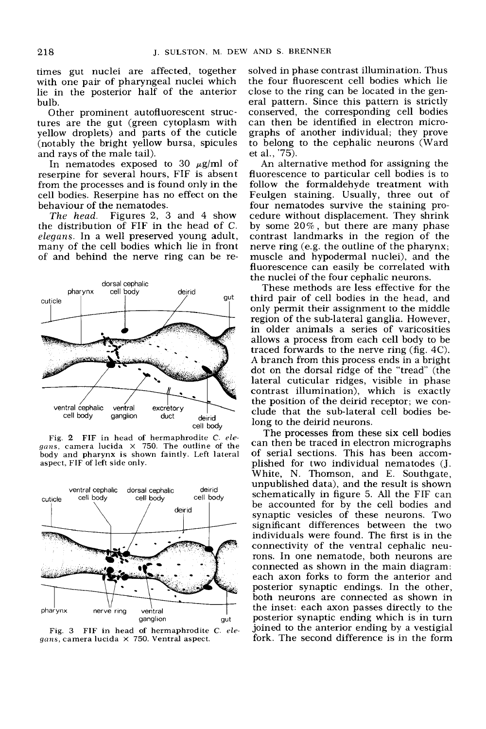times gut nuclei are affected, together with one pair of pharyngeal nuclei which lie in the posterior half of the anterior bulb.

Other prominent autofluorescent structures are the gut (green cytoplasm with yellow droplets) and parts of the cuticle (notably the bright yellow bursa, spicules and rays of the male tail).

In nematodes exposed to 30 $\mu$g/ml of reserpine for several hours, FIF is absent from the processes and is found only in the cell bodies. Reserpine has no effect on the behaviour of the nematodes.

*The head.* Figures 2, 3 and 4 show the distribution of FIF in the head of *C. elegans*. In a well preserved young adult, many of the cell bodies which lie in front of and behind the nerve ring can be resolved in phase contrast illumination. Thus the four fluorescent cell bodies which lie close to the ring can be located in the general pattern. Since this pattern is strictly conserved, the corresponding cell bodies can then be identified in electron micrographs of another individual; they prove to belong to the cephalic neurons (Ward et al., '75).

Fig. 2 FIF in head of hermaphrodite *C. elegans*, camera lucida × 750. The outline of the body and pharynx is shown faintly. Left lateral aspect, FIF of left side only.

Fig. 3 FIF in head of hermaphrodite *C. elegans*, camera lucida × 750. Ventral aspect.

An alternative method for assigning the fluorescence to particular cell bodies is to follow the formaldehyde treatment with Feulgen staining. Usually, three out of four nematodes survive the staining procedure without displacement. They shrink by some 20%, but there are many phase contrast landmarks in the region of the nerve ring (e.g. the outline of the pharynx; muscle and hypodermal nuclei), and the fluorescence can easily be correlated with the nuclei of the four cephalic neurons.

These methods are less effective for the third pair of cell bodies in the head, and only permit their assignment to the middle region of the sub-lateral ganglia. However, in older animals a series of varicosities allows a process from each cell body to be traced forwards to the nerve ring (fig. 4C). A branch from this process ends in a bright dot on the dorsal ridge of the "tread" (the lateral cuticular ridges, visible in phase contrast illumination), which is exactly the position of the deirid receptor; we conclude that the sub-lateral cell bodies belong to the deirid neurons.

The processes from these six cell bodies can then be traced in electron micrographs of serial sections. This has been accomplished for two individual nematodes (J. White, N. Thomson, and E. Southgate, unpublished data), and the result is shown schematically in figure 5. All the FIF can be accounted for by the cell bodies and synaptic vesicles of these neurons. Two significant differences between the two individuals were found. The first is in the connectivity of the ventral cephalic neurons. In one nematode, both neurons are connected as shown in the main diagram: each axon forks to form the anterior and posterior synaptic endings. In the other, both neurons are connected as shown in the inset: each axon passes directly to the posterior synaptic ending which is in turn joined to the anterior ending by a vestigial fork. The second difference is in the form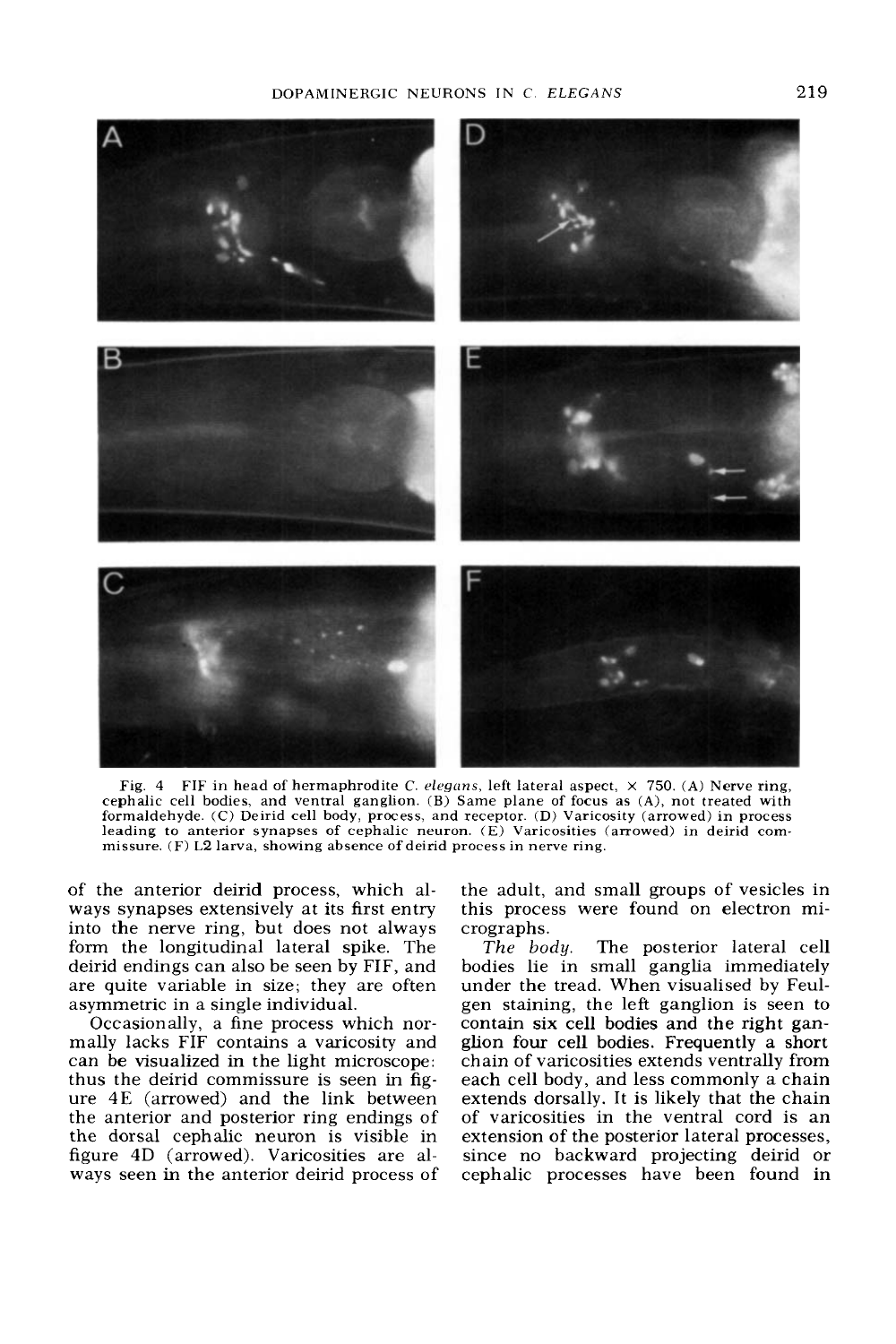Fig. 4 FIF in head of hermaphrodite *C. elegans*, left lateral aspect, × 750. (A) Nerve ring, cephalic cell bodies, and ventral ganglion. (B) Same plane of focus as (A), not treated with formaldehyde. (C) Deirid cell body, process, and receptor. (D) Varicosity (arrowed) in process leading to anterior synapses of cephalic neuron. (E) Varicosities (arrowed) in deirid commissure. (F) L2 larva, showing absence of deirid process in nerve ring.

of the anterior deirid process, which always synapses extensively at its first entry into the nerve ring, but does not always form the longitudinal lateral spike. The deirid endings can also be seen by FIF, and are quite variable in size; they are often asymmetric in a single individual.

Occasionally, a fine process which normally lacks FIF contains a varicosity and can be visualized in the light microscope: thus the deirid commissure is seen in figure 4E (arrowed) and the link between the anterior and posterior ring endings of the dorsal cephalic neuron is visible in figure 4D (arrowed). Varicosities are always seen in the anterior deirid process of the adult, and small groups of vesicles in this process were found on electron micrographs.

*The body.* The posterior lateral cell bodies lie in small ganglia immediately under the tread. When visualised by Feulgen staining, the left ganglion is seen to contain six cell bodies and the right ganglion four cell bodies. Frequently a short chain of varicosities extends ventrally from each cell body, and less commonly a chain extends dorsally. It is likely that the chain of varicosities in the ventral cord is an extension of the posterior lateral processes, since no backward projecting deirid or cephalic processes have been found in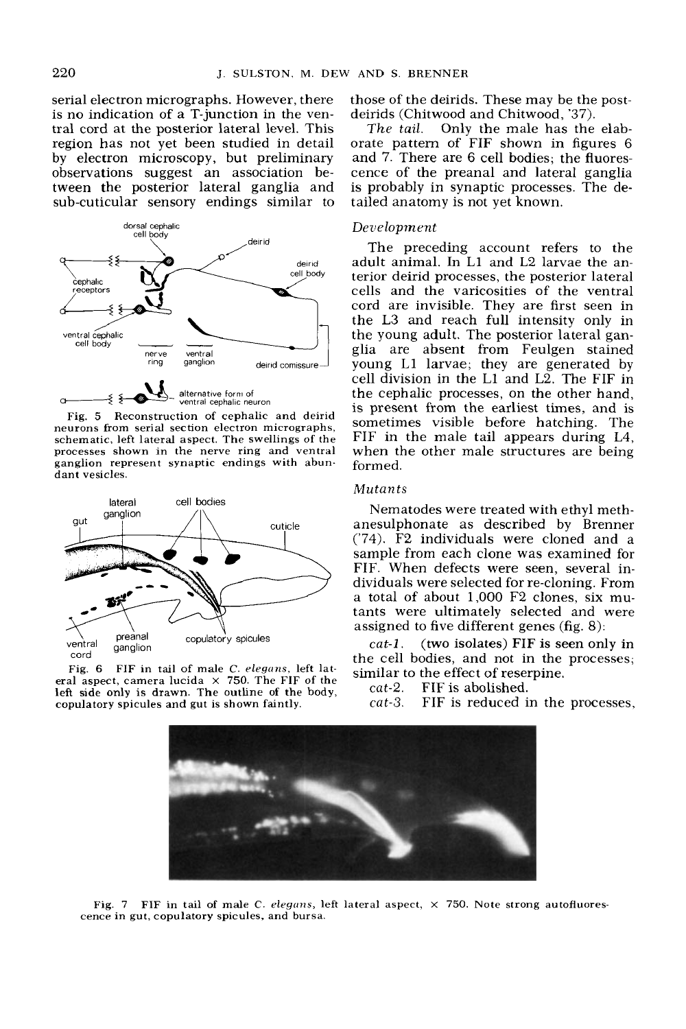serial electron micrographs. However, there is no indication of a T-junction in the ventral cord at the posterior lateral level. This region has not yet been studied in detail by electron microscopy, but preliminary observations suggest an association between the posterior lateral ganglia and sub-cuticular sensory endings similar to those of the deirids. These may be the post-deirids (Chitwood and Chitwood, '37).

Fig. 5 Reconstruction of cephalic and deirid neurons from serial section electron micrographs, schematic, left lateral aspect. The swellings of the processes shown in the nerve ring and ventral ganglion represent synaptic endings with abundant vesicles.

Fig. 6 FIF in tail of male *C. elegans*, left lateral aspect, camera lucida × 750. The FIF of the left side only is drawn. The outline of the body, copulatory spicules and gut is shown faintly.

*The tail.* Only the male has the elaborate pattern of FIF shown in figures 6 and 7. There are 6 cell bodies; the fluorescence of the preanal and lateral ganglia is probably in synaptic processes. The detailed anatomy is not yet known.

### *Development*

The preceding account refers to the adult animal. In L1 and L2 larvae the anterior deirid processes, the posterior lateral cells and the varicosities of the ventral cord are invisible. They are first seen in the L3 and reach full intensity only in the young adult. The posterior lateral ganglia are absent from Feulgen stained young L1 larvae; they are generated by cell division in the L1 and L2. The FIF in the cephalic processes, on the other hand, is present from the earliest times, and is sometimes visible before hatching. The FIF in the male tail appears during L4, when the other male structures are being formed.

### *Mutants*

Nematodes were treated with ethyl methanesulphonate as described by Brenner ('74). F2 individuals were cloned and a sample from each clone was examined for FIF. When defects were seen, several individuals were selected for re-cloning. From a total of about 1,000 F2 clones, six mutants were ultimately selected and were assigned to five different genes (fig. 8):

*cat-1.* (two isolates) FIF is seen only in the cell bodies, and not in the processes; similar to the effect of reserpine.

*cat-2.* FIF is abolished.

*cat-3.* FIF is reduced in the processes,

Fig. 7 FIF in tail of male *C. elegans*, left lateral aspect, × 750. Note strong autofluorescence in gut, copulatory spicules, and bursa.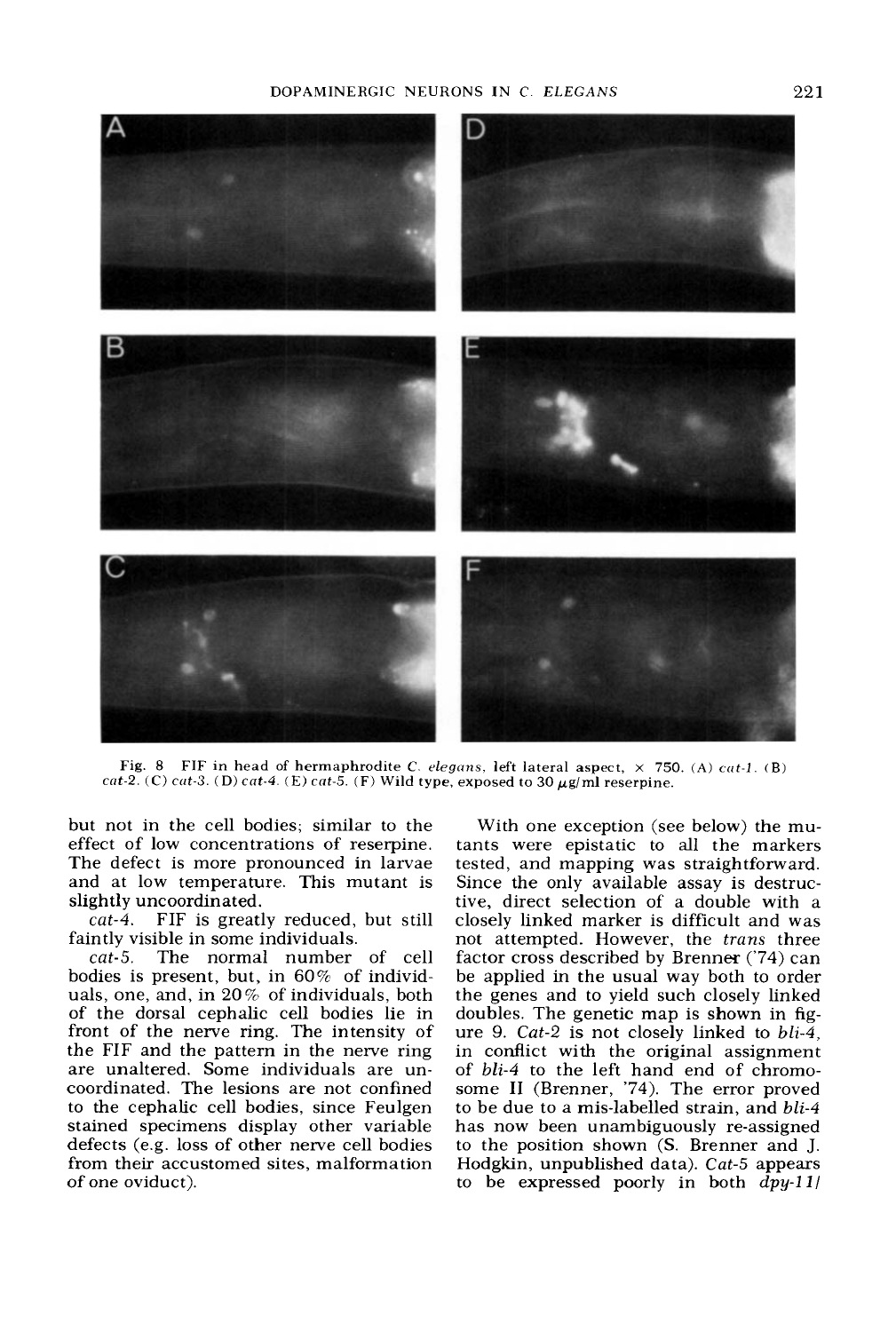Fig. 8 FIF in head of hermaphrodite *C. elegans*, left lateral aspect, × 750. (A) *cat-1*. (B) *cat-2*. (C) *cat-3*. (D) *cat-4*. (E) *cat-5*. (F) Wild type, exposed to 30 μg/ml reserpine.

but not in the cell bodies; similar to the effect of low concentrations of reserpine. The defect is more pronounced in larvae and at low temperature. This mutant is slightly uncoordinated.

*cat-4*. FIF is greatly reduced, but still faintly visible in some individuals.

*cat-5*. The normal number of cell bodies is present, but, in 60% of individuals, one, and, in 20% of individuals, both of the dorsal cephalic cell bodies lie in front of the nerve ring. The intensity of the FIF and the pattern in the nerve ring are unaltered. Some individuals are uncoordinated. The lesions are not confined to the cephalic cell bodies, since Feulgen stained specimens display other variable defects (e.g. loss of other nerve cell bodies from their accustomed sites, malformation of one oviduct).

With one exception (see below) the mutants were epistatic to all the markers tested, and mapping was straightforward. Since the only available assay is destructive, direct selection of a double with a closely linked marker is difficult and was not attempted. However, the *trans* three factor cross described by Brenner ('74) can be applied in the usual way both to order the genes and to yield such closely linked doubles. The genetic map is shown in figure 9. *Cat-2* is not closely linked to *bli-4*, in conflict with the original assignment of *bli-4* to the left hand end of chromosome II (Brenner, '74). The error proved to be due to a mis-labelled strain, and *bli-4* has now been unambiguously re-assigned to the position shown (S. Brenner and J. Hodgkin, unpublished data). *Cat-5* appears to be expressed poorly in both *dpy-11*/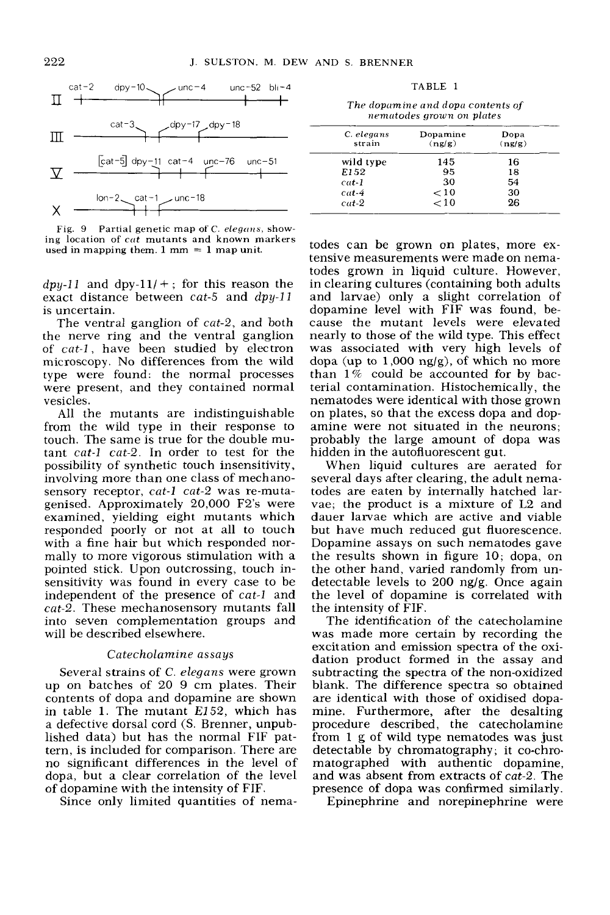II: cat-2, dpy-10, unc-4, unc-52, bli-4

III: cat-3, dpy-17, dpy-18

V: [cat-5] dpy-11, cat-4, unc-76, unc-51

X: lon-2, cat-1, unc-18

Fig. 9 Partial genetic map of *C. elegans*, showing location of *cat* mutants and known markers used in mapping them. 1 mm = 1 map unit.

*dpy-11* and dpy-11/+; for this reason the exact distance between *cat-5* and *dpy-11* is uncertain.

The ventral ganglion of *cat-2*, and both the nerve ring and the ventral ganglion of *cat-1*, have been studied by electron microscopy. No differences from the wild type were found: the normal processes were present, and they contained normal vesicles.

All the mutants are indistinguishable from the wild type in their response to touch. The same is true for the double mutant *cat-1 cat-2*. In order to test for the possibility of synthetic touch insensitivity, involving more than one class of mechanosensory receptor, *cat-1 cat-2* was re-mutagenised. Approximately 20,000 F2's were examined, yielding eight mutants which responded poorly or not at all to touch with a fine hair but which responded normally to more vigorous stimulation with a pointed stick. Upon outcrossing, touch insensitivity was found in every case to be independent of the presence of *cat-1* and *cat-2*. These mechanosensory mutants fall into seven complementation groups and will be described elsewhere.

### *Catecholamine assays*

Several strains of *C. elegans* were grown up on batches of 20 9 cm plates. Their contents of dopa and dopamine are shown in table 1. The mutant *E152*, which has a defective dorsal cord (S. Brenner, unpublished data) but has the normal FIF pattern, is included for comparison. There are no significant differences in the level of dopa, but a clear correlation of the level of dopamine with the intensity of FIF.

Since only limited quantities of nematodes can be grown on plates, more extensive measurements were made on nematodes grown in liquid culture. However, in clearing cultures (containing both adults and larvae) only a slight correlation of dopamine level with FIF was found, because the mutant levels were elevated nearly to those of the wild type. This effect was associated with very high levels of dopa (up to 1,000 ng/g), of which no more than 1% could be accounted for by bacterial contamination. Histochemically, the nematodes were identical with those grown on plates, so that the excess dopa and dopamine were not situated in the neurons; probably the large amount of dopa was hidden in the autofluorescent gut.

When liquid cultures are aerated for several days after clearing, the adult nematodes are eaten by internally hatched larvae; the product is a mixture of L2 and dauer larvae which are active and viable but have much reduced gut fluorescence. Dopamine assays on such nematodes gave the results shown in figure 10; dopa, on the other hand, varied randomly from undetectable levels to 200 ng/g. Once again the level of dopamine is correlated with the intensity of FIF.

The identification of the catecholamine was made more certain by recording the excitation and emission spectra of the oxidation product formed in the assay and subtracting the spectra of the non-oxidized blank. The difference spectra so obtained are identical with those of oxidised dopamine. Furthermore, after the desalting procedure described, the catecholamine from 1 g of wild type nematodes was just detectable by chromatography; it co-chromatographed with authentic dopamine, and was absent from extracts of *cat-2*. The presence of dopa was confirmed similarly.

TABLE 1

*The dopamine and dopa contents of nematodes grown on plates*

| *C. elegans* strain | Dopamine (ng/g) | Dopa (ng/g) |
|---|---|---|
| wild type | 145 | 16 |
| *E152* | 95 | 18 |
| *cat-1* | 30 | 54 |
| *cat-4* | <10 | 30 |
| *cat-2* | <10 | 26 |

Epinephrine and norepinephrine were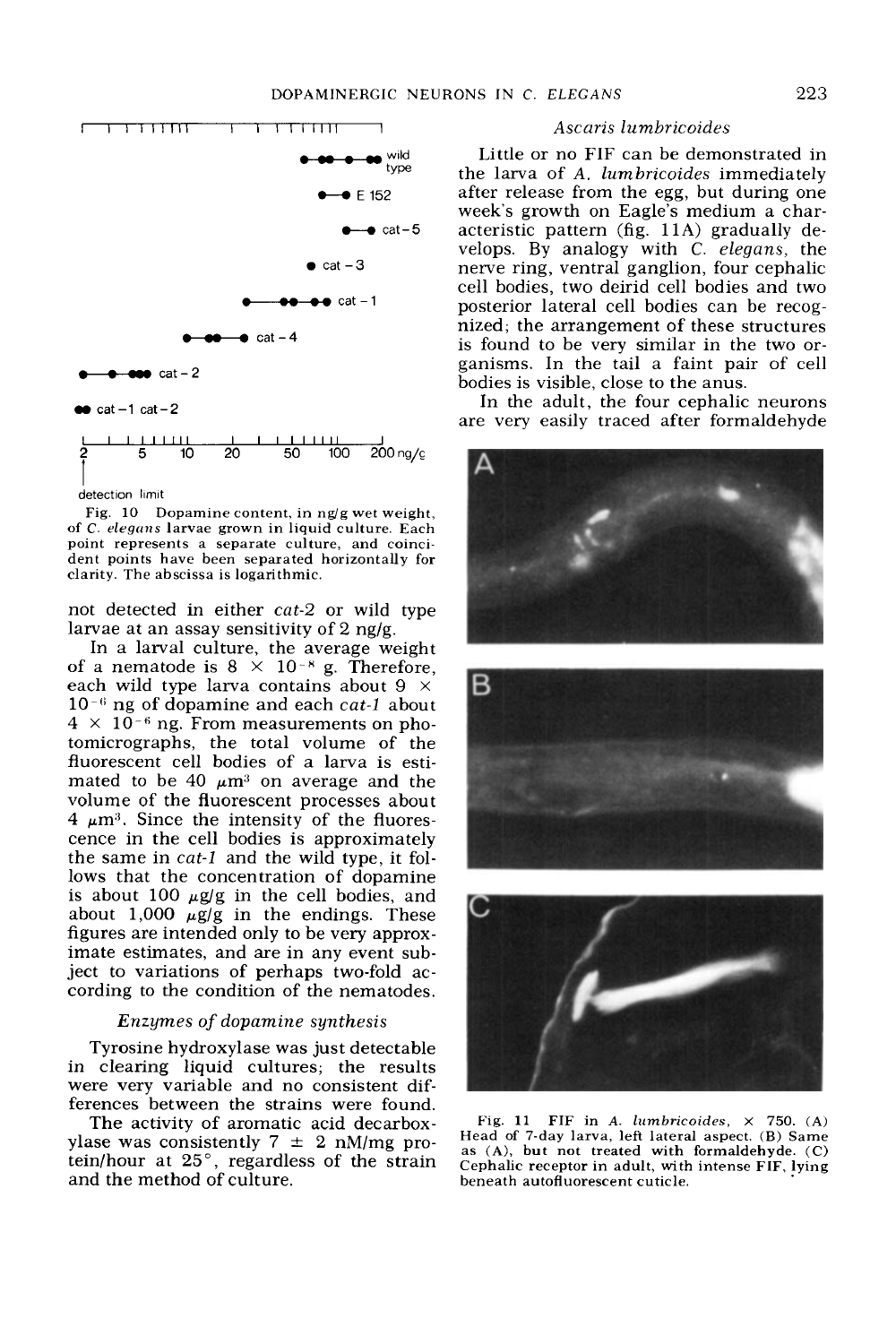Fig. 10 Dopamine content, in ng/g wet weight, of *C. elegans* larvae grown in liquid culture. Each point represents a separate culture, and coincident points have been separated horizontally for clarity. The abscissa is logarithmic.

not detected in either *cat-2* or wild type larvae at an assay sensitivity of 2 ng/g.

In a larval culture, the average weight of a nematode is $8 \times 10^{-8}$ g. Therefore, each wild type larva contains about $9 \times 10^{-6}$ ng of dopamine and each *cat-1* about $4 \times 10^{-6}$ ng. From measurements on photomicrographs, the total volume of the fluorescent cell bodies of a larva is estimated to be 40 $\mu m^3$ on average and the volume of the fluorescent processes about 4 $\mu m^3$. Since the intensity of the fluorescence in the cell bodies is approximately the same in *cat-1* and the wild type, it follows that the concentration of dopamine is about 100 $\mu$g/g in the cell bodies, and about 1,000 $\mu$g/g in the endings. These figures are intended only to be very approximate estimates, and are in any event subject to variations of perhaps two-fold according to the condition of the nematodes.

### *Enzymes of dopamine synthesis*

Tyrosine hydroxylase was just detectable in clearing liquid cultures; the results were very variable and no consistent differences between the strains were found.

The activity of aromatic acid decarboxylase was consistently 7 ± 2 nM/mg protein/hour at 25°, regardless of the strain and the method of culture.

### *Ascaris lumbricoides*

Little or no FIF can be demonstrated in the larva of *A. lumbricoides* immediately after release from the egg, but during one week's growth on Eagle's medium a characteristic pattern (fig. 11A) gradually develops. By analogy with *C. elegans*, the nerve ring, ventral ganglion, four cephalic cell bodies, two deirid cell bodies and two posterior lateral cell bodies can be recognized; the arrangement of these structures is found to be very similar in the two organisms. In the tail a faint pair of cell bodies is visible, close to the anus.

In the adult, the four cephalic neurons are very easily traced after formaldehyde

Fig. 11 FIF in *A. lumbricoides*, × 750. (A) Head of 7-day larva, left lateral aspect. (B) Same as (A), but not treated with formaldehyde. (C) Cephalic receptor in adult, with intense FIF, lying beneath autofluorescent cuticle.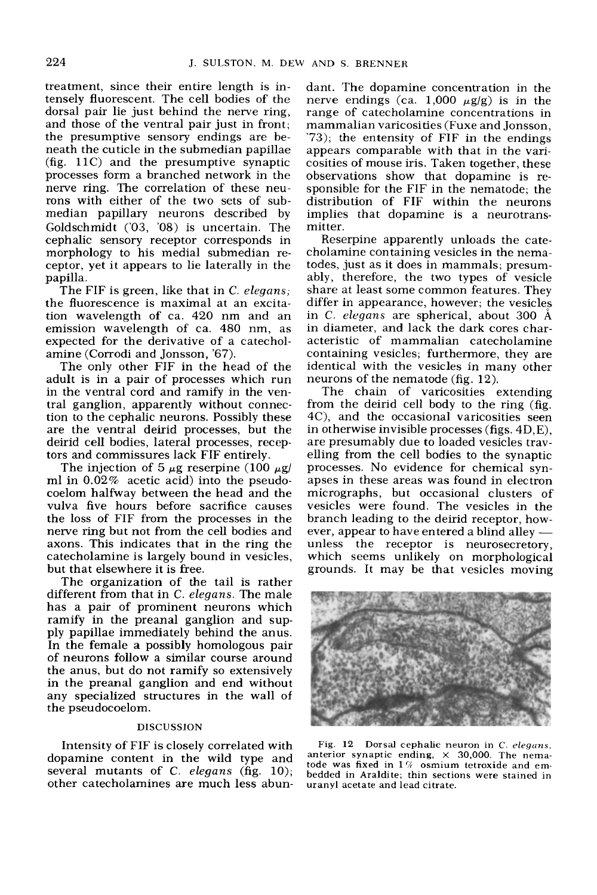treatment, since their entire length is intensely fluorescent. The cell bodies of the dorsal pair lie just behind the nerve ring, and those of the ventral pair just in front; the presumptive sensory endings are beneath the cuticle in the submedian papillae (fig. 11C) and the presumptive synaptic processes form a branched network in the nerve ring. The correlation of these neurons with either of the two sets of submedian papillary neurons described by Goldschmidt ('03, '08) is uncertain. The cephalic sensory receptor corresponds in morphology to his medial submedian receptor, yet it appears to lie laterally in the papilla.

The FIF is green, like that in *C. elegans;* the fluorescence is maximal at an excitation wavelength of ca. 420 nm and an emission wavelength of ca. 480 nm, as expected for the derivative of a catecholamine (Corrodi and Jonsson, '67).

The only other FIF in the head of the adult is in a pair of processes which run in the ventral cord and ramify in the ventral ganglion, apparently without connection to the cephalic neurons. Possibly these are the ventral deirid processes, but the deirid cell bodies, lateral processes, receptors and commissures lack FIF entirely.

The injection of 5 μg reserpine (100 μg/ml in 0.02% acetic acid) into the pseudocoelom halfway between the head and the vulva five hours before sacrifice causes the loss of FIF from the processes in the nerve ring but not from the cell bodies and axons. This indicates that in the ring the catecholamine is largely bound in vesicles, but that elsewhere it is free.

The organization of the tail is rather different from that in *C. elegans*. The male has a pair of prominent neurons which ramify in the preanal ganglion and supply papillae immediately behind the anus. In the female a possibly homologous pair of neurons follow a similar course around the anus, but do not ramify so extensively in the preanal ganglion and end without any specialized structures in the wall of the pseudocoelom.

## DISCUSSION

Intensity of FIF is closely correlated with dopamine content in the wild type and several mutants of *C. elegans* (fig. 10); other catecholamines are much less abundant. The dopamine concentration in the nerve endings (ca. 1,000 μg/g) is in the range of catecholamine concentrations in mammalian varicosities (Fuxe and Jonsson, '73); the entensity of FIF in the endings appears comparable with that in the varicosities of mouse iris. Taken together, these observations show that dopamine is responsible for the FIF in the nematode; the distribution of FIF within the neurons implies that dopamine is a neurotransmitter.

Reserpine apparently unloads the catecholamine containing vesicles in the nematodes, just as it does in mammals; presumably, therefore, the two types of vesicle share at least some common features. They differ in appearance, however; the vesicles in *C. elegans* are spherical, about 300 Å in diameter, and lack the dark cores characteristic of mammalian catecholamine containing vesicles; furthermore, they are identical with the vesicles in many other neurons of the nematode (fig. 12).

The chain of varicosities extending from the deirid cell body to the ring (fig. 4C), and the occasional varicosities seen in otherwise invisible processes (figs. 4D,E), are presumably due to loaded vesicles travelling from the cell bodies to the synaptic processes. No evidence for chemical synapses in these areas was found in electron micrographs, but occasional clusters of vesicles were found. The vesicles in the branch leading to the deirid receptor, however, appear to have entered a blind alley — unless the receptor is neurosecretory, which seems unlikely on morphological grounds. It may be that vesicles moving

Fig. 12 Dorsal cephalic neuron in *C. elegans*, anterior synaptic ending, × 30,000. The nematode was fixed in 1% osmium tetroxide and embedded in Araldite; thin sections were stained in uranyl acetate and lead citrate.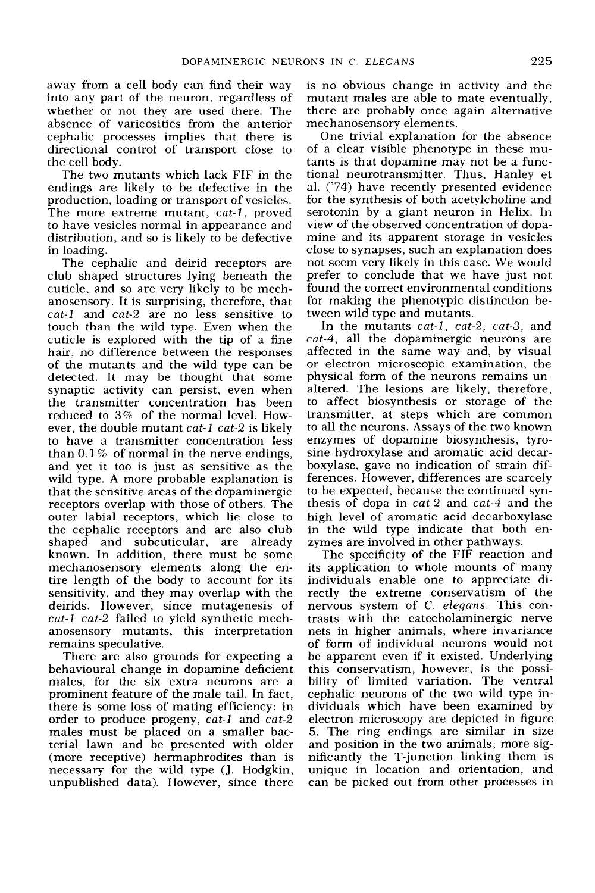away from a cell body can find their way into any part of the neuron, regardless of whether or not they are used there. The absence of varicosities from the anterior cephalic processes implies that there is directional control of transport close to the cell body.

The two mutants which lack FIF in the endings are likely to be defective in the production, loading or transport of vesicles. The more extreme mutant, *cat-1*, proved to have vesicles normal in appearance and distribution, and so is likely to be defective in loading.

The cephalic and deirid receptors are club shaped structures lying beneath the cuticle, and so are very likely to be mechanosensory. It is surprising, therefore, that *cat-1* and *cat-2* are no less sensitive to touch than the wild type. Even when the cuticle is explored with the tip of a fine hair, no difference between the responses of the mutants and the wild type can be detected. It may be thought that some synaptic activity can persist, even when the transmitter concentration has been reduced to 3% of the normal level. However, the double mutant *cat-1 cat-2* is likely to have a transmitter concentration less than 0.1% of normal in the nerve endings, and yet it too is just as sensitive as the wild type. A more probable explanation is that the sensitive areas of the dopaminergic receptors overlap with those of others. The outer labial receptors, which lie close to the cephalic receptors and are also club shaped and subcuticular, are already known. In addition, there must be some mechanosensory elements along the entire length of the body to account for its sensitivity, and they may overlap with the deirids. However, since mutagenesis of *cat-1 cat-2* failed to yield synthetic mechanosensory mutants, this interpretation remains speculative.

There are also grounds for expecting a behavioural change in dopamine deficient males, for the six extra neurons are a prominent feature of the male tail. In fact, there is some loss of mating efficiency: in order to produce progeny, *cat-1* and *cat-2* males must be placed on a smaller bacterial lawn and be presented with older (more receptive) hermaphrodites than is necessary for the wild type (J. Hodgkin, unpublished data). However, since there is no obvious change in activity and the mutant males are able to mate eventually, there are probably once again alternative mechanosensory elements.

One trivial explanation for the absence of a clear visible phenotype in these mutants is that dopamine may not be a functional neurotransmitter. Thus, Hanley et al. ('74) have recently presented evidence for the synthesis of both acetylcholine and serotonin by a giant neuron in Helix. In view of the observed concentration of dopamine and its apparent storage in vesicles close to synapses, such an explanation does not seem very likely in this case. We would prefer to conclude that we have just not found the correct environmental conditions for making the phenotypic distinction between wild type and mutants.

In the mutants *cat-1*, *cat-2*, *cat-3*, and *cat-4*, all the dopaminergic neurons are affected in the same way and, by visual or electron microscopic examination, the physical form of the neurons remains unaltered. The lesions are likely, therefore, to affect biosynthesis or storage of the transmitter, at steps which are common to all the neurons. Assays of the two known enzymes of dopamine biosynthesis, tyrosine hydroxylase and aromatic acid decarboxylase, gave no indication of strain differences. However, differences are scarcely to be expected, because the continued synthesis of dopa in *cat-2* and *cat-4* and the high level of aromatic acid decarboxylase in the wild type indicate that both enzymes are involved in other pathways.

The specificity of the FIF reaction and its application to whole mounts of many individuals enable one to appreciate directly the extreme conservatism of the nervous system of *C. elegans*. This contrasts with the catecholaminergic nerve nets in higher animals, where invariance of form of individual neurons would not be apparent even if it existed. Underlying this conservatism, however, is the possibility of limited variation. The ventral cephalic neurons of the two wild type individuals which have been examined by electron microscopy are depicted in figure 5. The ring endings are similar in size and position in the two animals; more significantly the T-junction linking them is unique in location and orientation, and can be picked out from other processes in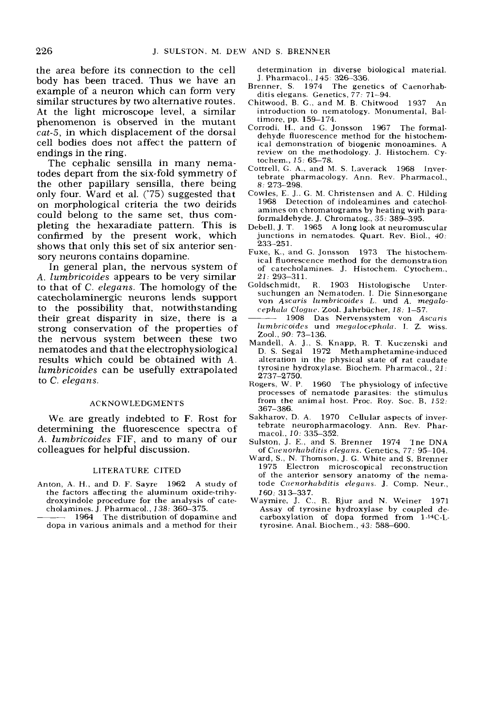the area before its connection to the cell body has been traced. Thus we have an example of a neuron which can form very similar structures by two alternative routes. At the light microscope level, a similar phenomenon is observed in the mutant *cat-5*, in which displacement of the dorsal cell bodies does not affect the pattern of endings in the ring.

The cephalic sensilla in many nematodes depart from the six-fold symmetry of the other papillary sensilla, there being only four. Ward et al. ('75) suggested that on morphological criteria the two deirids could belong to the same set, thus completing the hexaradiate pattern. This is confirmed by the present work, which shows that only this set of six anterior sensory neurons contains dopamine.

In general plan, the nervous system of *A. lumbricoides* appears to be very similar to that of *C. elegans*. The homology of the catecholaminergic neurons lends support to the possibility that, notwithstanding their great disparity in size, there is a strong conservation of the properties of the nervous system between these two nematodes and that the electrophysiological results which could be obtained with *A. lumbricoides* can be usefully extrapolated to *C. elegans*.

## ACKNOWLEDGMENTS

We are greatly indebted to F. Rost for determining the fluorescence spectra of *A. lumbricoides* FIF, and to many of our colleagues for helpful discussion.

## LITERATURE CITED

Anton, A. H., and D. F. Sayre 1962 A study of the factors affecting the aluminum oxide-trihydroxyindole procedure for the analysis of catecholamines. J. Pharmacol., *138*: 360–375.

——— 1964 The distribution of dopamine and dopa in various animals and a method for their determination in diverse biological material. J. Pharmacol., *145*: 326–336.

Brenner, S. 1974 The genetics of Caenorhabditis elegans. Genetics, *77*: 71–94.

Chitwood, B. G., and M. B. Chitwood 1937 An introduction to nematology. Monumental, Baltimore, pp. 159–174.

Corrodi, H., and G. Jonsson 1967 The formaldehyde fluorescence method for the histochemical demonstration of biogenic monoamines. A review on the methodology. J. Histochem. Cytochem., *15*: 65–78.

Cottrell, G. A., and M. S. Laverack 1968 Invertebrate pharmacology. Ann. Rev. Pharmacol., *8*: 273–298.

Cowles, E. J., G. M. Christensen and A. C. Hilding 1968 Detection of indoleamines and catecholamines on chromatograms by heating with paraformaldehyde. J. Chromatog., *35*: 389–395.

Debell, J. T. 1965 A long look at neuromuscular junctions in nematodes. Quart. Rev. Biol., *40*: 233–251.

Fuxe, K., and G. Jonsson 1973 The histochemical fluorescence method for the demonstration of catecholamines. J. Histochem. Cytochem., *21*: 293–311.

Goldschmidt, R. 1903 Histologische Untersuchungen an Nematoden. I. Die Sinnesorgane von *Ascaris lumbricoides* L. und *A. megalocephala Clogue*. Zool. Jahrbücher, *18*: 1–57.

——— 1908 Das Nervensystem von *Ascaris lumbricoides* und *megalocephala*. I. Z. wiss. Zool., *90*: 73–136.

Mandell, A. J., S. Knapp, R. T. Kuczenski and D. S. Segal 1972 Methamphetamine-induced alteration in the physical state of rat caudate tyrosine hydroxylase. Biochem. Pharmacol., *21*: 2737–2750.

Rogers, W. P. 1960 The physiology of infective processes of nematode parasites: the stimulus from the animal host. Proc. Roy. Soc. B, *152*: 367–386.

Sakharov, D. A. 1970 Cellular aspects of invertebrate neuropharmacology. Ann. Rev. Pharmacol., *10*: 335–352.

Sulston, J. E., and S. Brenner 1974 The DNA of *Caenorhabditis elegans*. Genetics, *77*: 95–104.

Ward, S., N. Thomson, J. G. White and S. Brenner 1975 Electron microscopical reconstruction of the anterior sensory anatomy of the nematode *Caenorhabditis elegans*. J. Comp. Neur., *160*: 313–337.

Waymire, J. C., R. Bjur and N. Weiner 1971 Assay of tyrosine hydroxylase by coupled decarboxylation of dopa formed from 1-$^{14}$C-L-tyrosine. Anal. Biochem., *43*: 588–600.